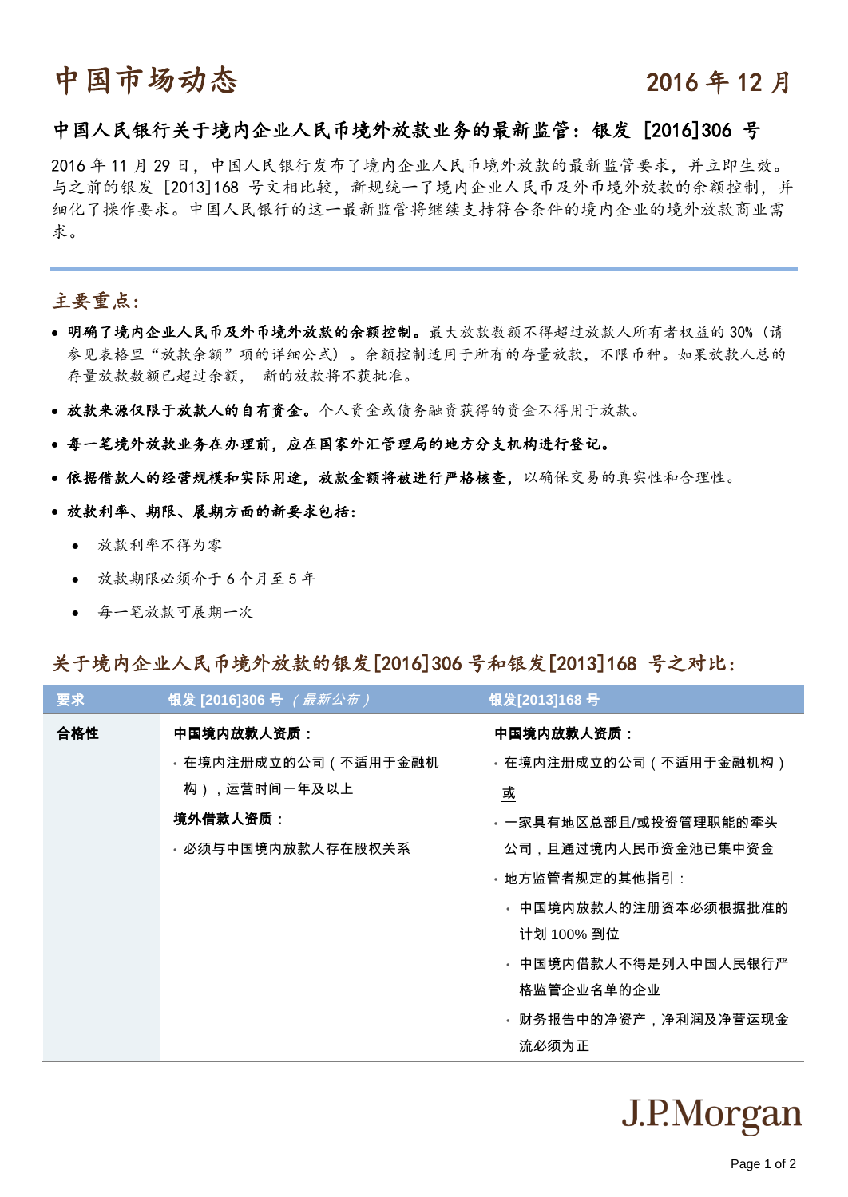# 中国市场动态

2016 年 12 月

## 中国人民银行关于境内企业人民币境外放款业务的最新监管：银发 [2016]306 号

2016 年 11 月 29 日，中国人民银行发布了境内企业人民币境外放款的最新监管要求，并立即生效。与之前的银发 [2013]168 号文相比较，新规统一了境内企业人民币及外币境外放款的余额控制，并细化了操作要求。中国人民银行的这一最新监管将继续支持符合条件的境内企业的境外放款商业需求。

### 主要重点：

- **明确了境内企业人民币及外币境外放款的余额控制。**最大放款数额不得超过放款人所有者权益的 30%（请参见表格里"放款余额"项的详细公式）。余额控制适用于所有的存量放款，不限币种。如果放款人总的存量放款数额已超过余额， 新的放款将不获批准。
- **放款来源仅限于放款人的自有资金。**个人资金或债务融资获得的资金不得用于放款。
- **每一笔境外放款业务在办理前，应在国家外汇管理局的地方分支机构进行登记。**
- **依据借款人的经营规模和实际用途，放款金额将被进行严格核查，**以确保交易的真实性和合理性。
- **放款利率、期限、展期方面的新要求包括：**
  - 放款利率不得为零
  - 放款期限必须介于 6 个月至 5 年
  - 每一笔放款可展期一次

### 关于境内企业人民币境外放款的银发[2016]306 号和银发[2013]168 号之对比：

| 要求 | 银发 [2016]306 号 *（最新公布）* | 银发[2013]168 号 |
|---|---|---|
| 合格性 | **中国境内放款人资质：**<br>• 在境内注册成立的公司（不适用于金融机构），运营时间一年及以上<br>**境外借款人资质：**<br>• 必须与中国境内放款人存在股权关系 | **中国境内放款人资质：**<br>• 在境内注册成立的公司（不适用于金融机构）<br>或<br>• 一家具有地区总部且/或投资管理职能的牵头公司，且通过境内人民币资金池已集中资金<br>• 地方监管者规定的其他指引：<br>　• 中国境内放款人的注册资本必须根据批准的计划 100% 到位<br>　• 中国境内借款人不得是列入中国人民银行严格监管企业名单的企业<br>　• 财务报告中的净资产，净利润及净营运现金流必须为正 |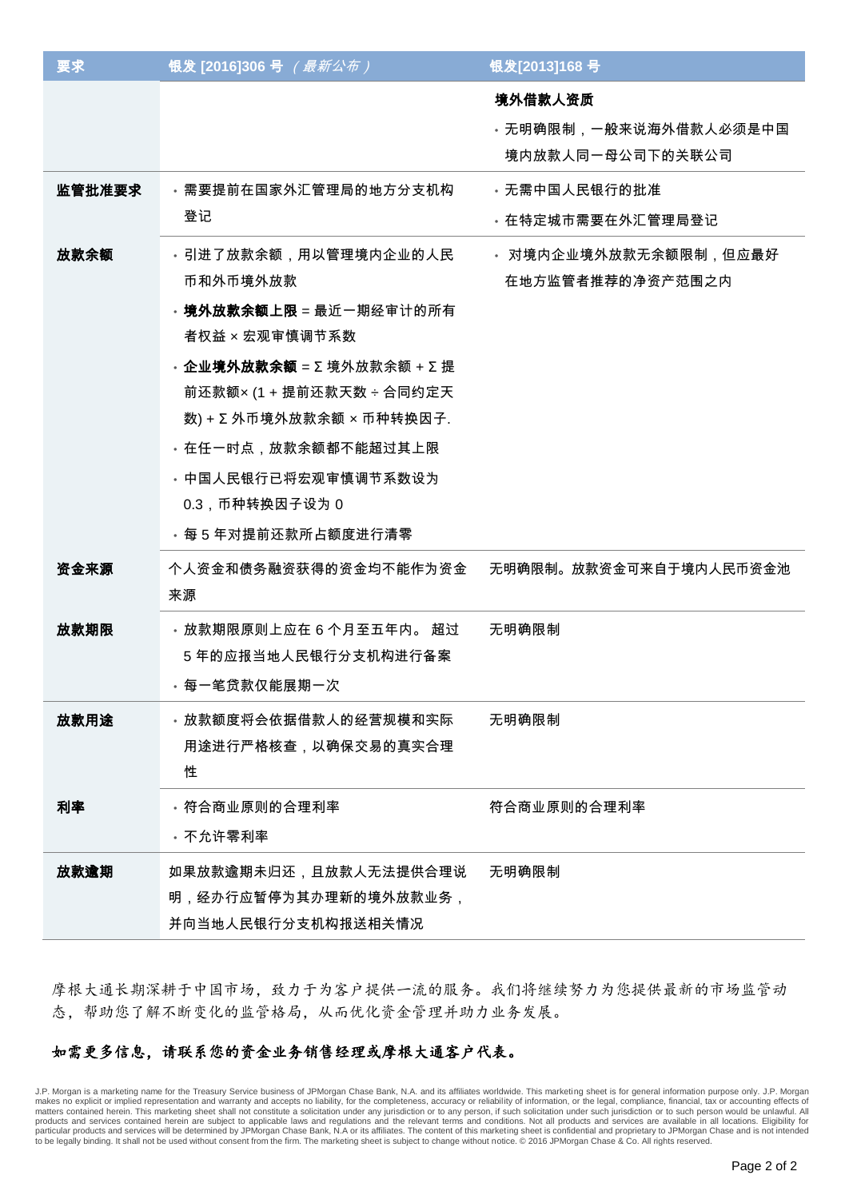| 要求 | 银发 [2016]306 号 *（最新公布）* | 银发[2013]168 号 |
| --- | --- | --- |
| | | **境外借款人资质**<br>• 无明确限制，一般来说海外借款人必须是中国境内放款人同一母公司下的关联公司 |
| **监管批准要求** | • 需要提前在国家外汇管理局的地方分支机构登记 | • 无需中国人民银行的批准<br>• 在特定城市需要在外汇管理局登记 |
| **放款余额** | • 引进了放款余额，用以管理境内企业的人民币和外币境外放款<br>• **境外放款余额上限** = 最近一期经审计的所有者权益 × 宏观审慎调节系数<br>• **企业境外放款余额** = Σ 境外放款余额 + Σ 提前还款额× (1 + 提前还款天数 ÷ 合同约定天数) + Σ 外币境外放款余额 × 币种转换因子.<br>• 在任一时点，放款余额都不能超过其上限<br>• 中国人民银行已将宏观审慎调节系数设为 0.3，币种转换因子设为 0<br>• 每 5 年对提前还款所占额度进行清零 | • 对境内企业境外放款无余额限制，但应最好在地方监管者推荐的净资产范围之内 |
| **资金来源** | 个人资金和债务融资获得的资金均不能作为资金来源 | 无明确限制。放款资金可来自于境内人民币资金池 |
| **放款期限** | • 放款期限原则上应在 6 个月至五年内。 超过 5 年的应报当地人民银行分支机构进行备案<br>• 每一笔贷款仅能展期一次 | 无明确限制 |
| **放款用途** | • 放款额度将会依据借款人的经营规模和实际用途进行严格核查，以确保交易的真实合理性 | 无明确限制 |
| **利率** | • 符合商业原则的合理利率<br>• 不允许零利率 | 符合商业原则的合理利率 |
| **放款逾期** | 如果放款逾期未归还，且放款人无法提供合理说明，经办行应暂停为其办理新的境外放款业务，并向当地人民银行分支机构报送相关情况 | 无明确限制 |

摩根大通长期深耕于中国市场，致力于为客户提供一流的服务。我们将继续努力为您提供最新的市场监管动态，帮助您了解不断变化的监管格局，从而优化资金管理并助力业务发展。

**如需更多信息，请联系您的资金业务销售经理或摩根大通客户代表。**

J.P. Morgan is a marketing name for the Treasury Service business of JPMorgan Chase Bank, N.A. and its affiliates worldwide. This marketing sheet is for general information purpose only. J.P. Morgan makes no explicit or implied representation and warranty and accepts no liability, for the completeness, accuracy or reliability of information, or the legal, compliance, financial, tax or accounting effects of matters contained herein. This marketing sheet shall not constitute a solicitation under any jurisdiction or to any person, if such solicitation under such jurisdiction or to such person would be unlawful. All products and services contained herein are subject to applicable laws and regulations and the relevant terms and conditions. Not all products and services are available in all locations. Eligibility for particular products and services will be determined by JPMorgan Chase Bank, N.A or its affiliates. The content of this marketing sheet is confidential and proprietary to JPMorgan Chase and is not intended to be legally binding. It shall not be used without consent from the firm. The marketing sheet is subject to change without notice. © 2016 JPMorgan Chase & Co. All rights reserved.